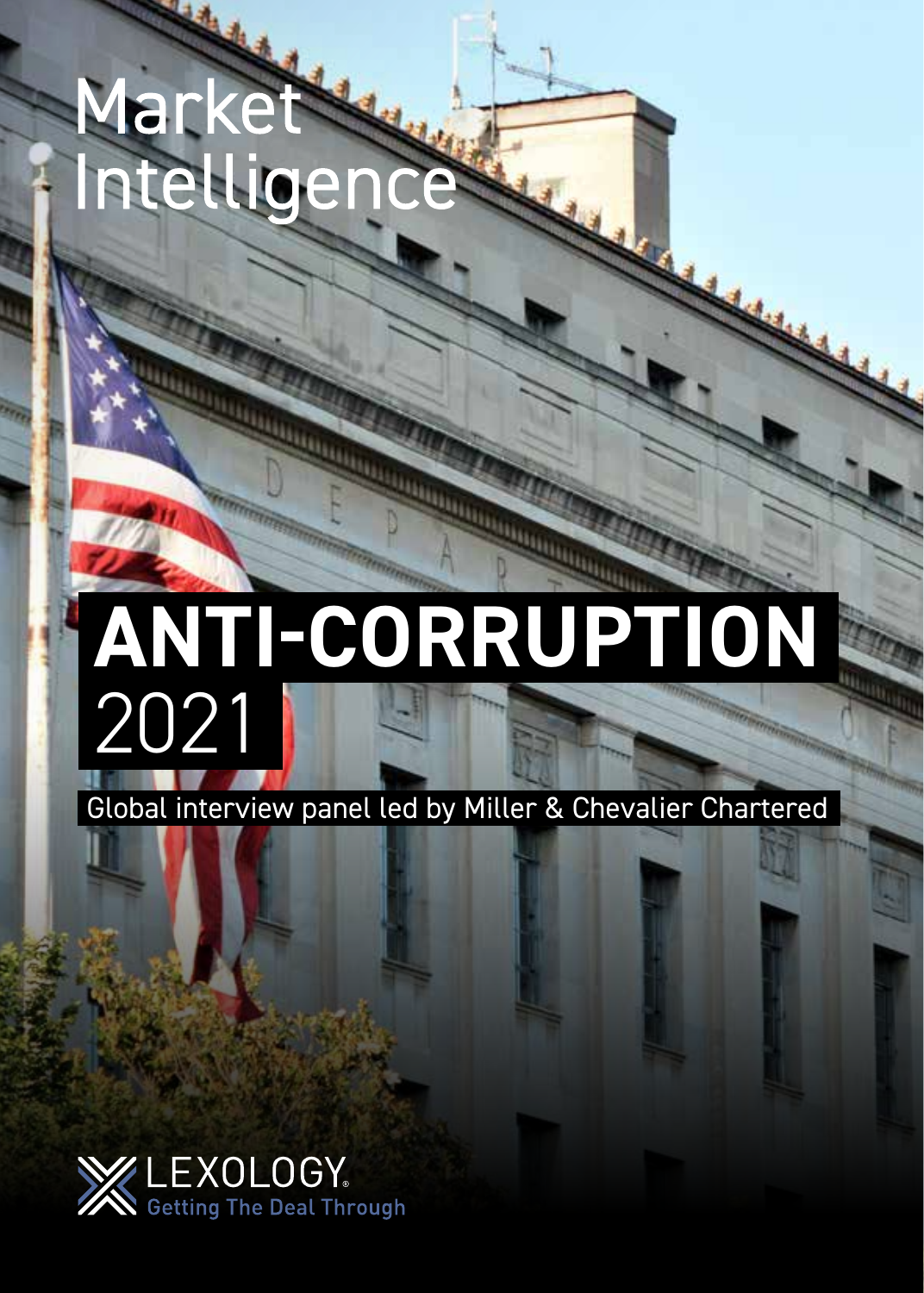# Market Intelligence

# ANTI-CORRUPTION 2021

Global interview panel led by Miller & Chevalier Chartered

LEXOLOGY.
Getting The Deal Through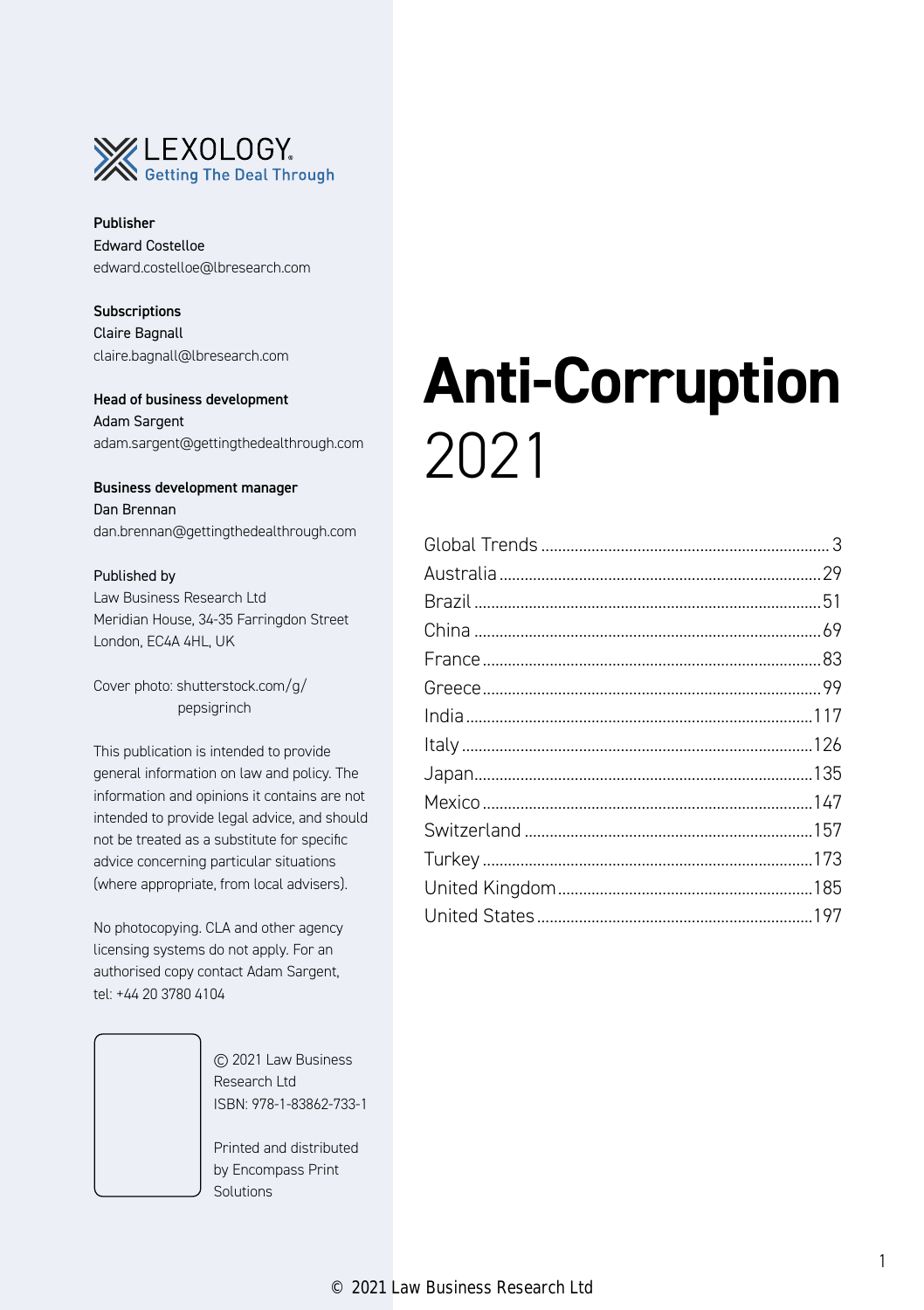LEXOLOGY
Getting The Deal Through

**Publisher**
Edward Costelloe
edward.costelloe@lbresearch.com

**Subscriptions**
Claire Bagnall
claire.bagnall@lbresearch.com

**Head of business development**
Adam Sargent
adam.sargent@gettingthedealthrough.com

**Business development manager**
Dan Brennan
dan.brennan@gettingthedealthrough.com

Published by
Law Business Research Ltd
Meridian House, 34-35 Farringdon Street
London, EC4A 4HL, UK

Cover photo: shutterstock.com/g/pepsigrinch

This publication is intended to provide general information on law and policy. The information and opinions it contains are not intended to provide legal advice, and should not be treated as a substitute for specific advice concerning particular situations (where appropriate, from local advisers).

No photocopying. CLA and other agency licensing systems do not apply. For an authorised copy contact Adam Sargent, tel: +44 20 3780 4104

© 2021 Law Business Research Ltd
ISBN: 978-1-83862-733-1

Printed and distributed by Encompass Print Solutions

# Anti-Corruption 2021

Global Trends ........ 3
Australia ........ 29
Brazil ........ 51
China ........ 69
France ........ 83
Greece ........ 99
India ........ 117
Italy ........ 126
Japan ........ 135
Mexico ........ 147
Switzerland ........ 157
Turkey ........ 173
United Kingdom ........ 185
United States ........ 197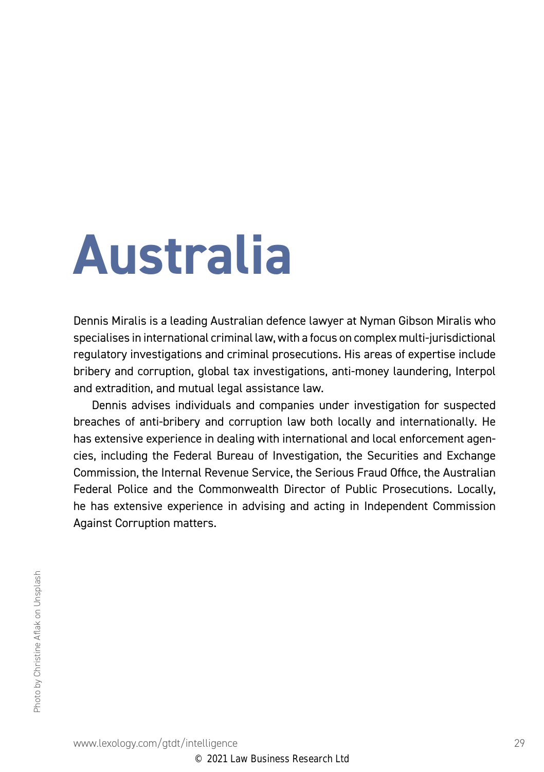# Australia

Dennis Miralis is a leading Australian defence lawyer at Nyman Gibson Miralis who specialises in international criminal law, with a focus on complex multi-jurisdictional regulatory investigations and criminal prosecutions. His areas of expertise include bribery and corruption, global tax investigations, anti-money laundering, Interpol and extradition, and mutual legal assistance law.

Dennis advises individuals and companies under investigation for suspected breaches of anti-bribery and corruption law both locally and internationally. He has extensive experience in dealing with international and local enforcement agencies, including the Federal Bureau of Investigation, the Securities and Exchange Commission, the Internal Revenue Service, the Serious Fraud Office, the Australian Federal Police and the Commonwealth Director of Public Prosecutions. Locally, he has extensive experience in advising and acting in Independent Commission Against Corruption matters.

Photo by Christine Aflak on Unsplash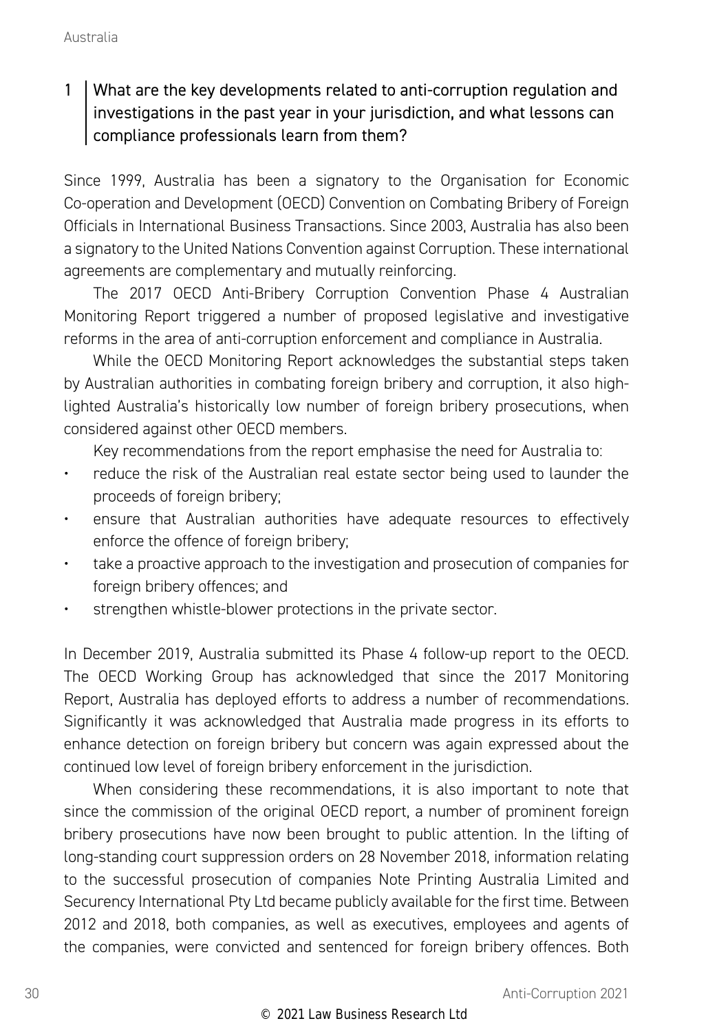## 1 What are the key developments related to anti-corruption regulation and investigations in the past year in your jurisdiction, and what lessons can compliance professionals learn from them?

Since 1999, Australia has been a signatory to the Organisation for Economic Co-operation and Development (OECD) Convention on Combating Bribery of Foreign Officials in International Business Transactions. Since 2003, Australia has also been a signatory to the United Nations Convention against Corruption. These international agreements are complementary and mutually reinforcing.

The 2017 OECD Anti-Bribery Corruption Convention Phase 4 Australian Monitoring Report triggered a number of proposed legislative and investigative reforms in the area of anti-corruption enforcement and compliance in Australia.

While the OECD Monitoring Report acknowledges the substantial steps taken by Australian authorities in combating foreign bribery and corruption, it also highlighted Australia's historically low number of foreign bribery prosecutions, when considered against other OECD members.

Key recommendations from the report emphasise the need for Australia to:

- reduce the risk of the Australian real estate sector being used to launder the proceeds of foreign bribery;
- ensure that Australian authorities have adequate resources to effectively enforce the offence of foreign bribery;
- take a proactive approach to the investigation and prosecution of companies for foreign bribery offences; and
- strengthen whistle-blower protections in the private sector.

In December 2019, Australia submitted its Phase 4 follow-up report to the OECD. The OECD Working Group has acknowledged that since the 2017 Monitoring Report, Australia has deployed efforts to address a number of recommendations. Significantly it was acknowledged that Australia made progress in its efforts to enhance detection on foreign bribery but concern was again expressed about the continued low level of foreign bribery enforcement in the jurisdiction.

When considering these recommendations, it is also important to note that since the commission of the original OECD report, a number of prominent foreign bribery prosecutions have now been brought to public attention. In the lifting of long-standing court suppression orders on 28 November 2018, information relating to the successful prosecution of companies Note Printing Australia Limited and Securency International Pty Ltd became publicly available for the first time. Between 2012 and 2018, both companies, as well as executives, employees and agents of the companies, were convicted and sentenced for foreign bribery offences. Both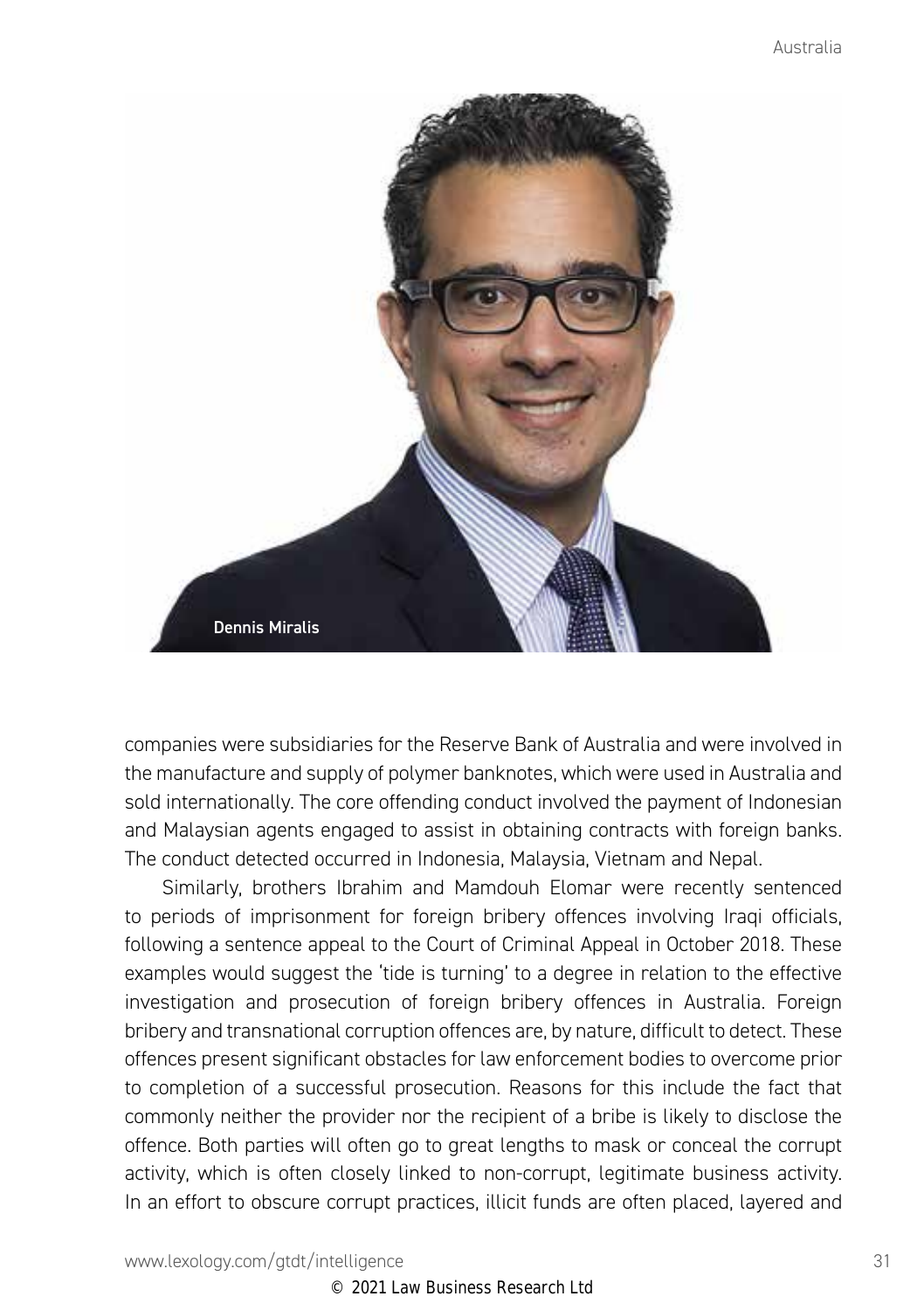Dennis Miralis

companies were subsidiaries for the Reserve Bank of Australia and were involved in the manufacture and supply of polymer banknotes, which were used in Australia and sold internationally. The core offending conduct involved the payment of Indonesian and Malaysian agents engaged to assist in obtaining contracts with foreign banks. The conduct detected occurred in Indonesia, Malaysia, Vietnam and Nepal.

Similarly, brothers Ibrahim and Mamdouh Elomar were recently sentenced to periods of imprisonment for foreign bribery offences involving Iraqi officials, following a sentence appeal to the Court of Criminal Appeal in October 2018. These examples would suggest the 'tide is turning' to a degree in relation to the effective investigation and prosecution of foreign bribery offences in Australia. Foreign bribery and transnational corruption offences are, by nature, difficult to detect. These offences present significant obstacles for law enforcement bodies to overcome prior to completion of a successful prosecution. Reasons for this include the fact that commonly neither the provider nor the recipient of a bribe is likely to disclose the offence. Both parties will often go to great lengths to mask or conceal the corrupt activity, which is often closely linked to non-corrupt, legitimate business activity. In an effort to obscure corrupt practices, illicit funds are often placed, layered and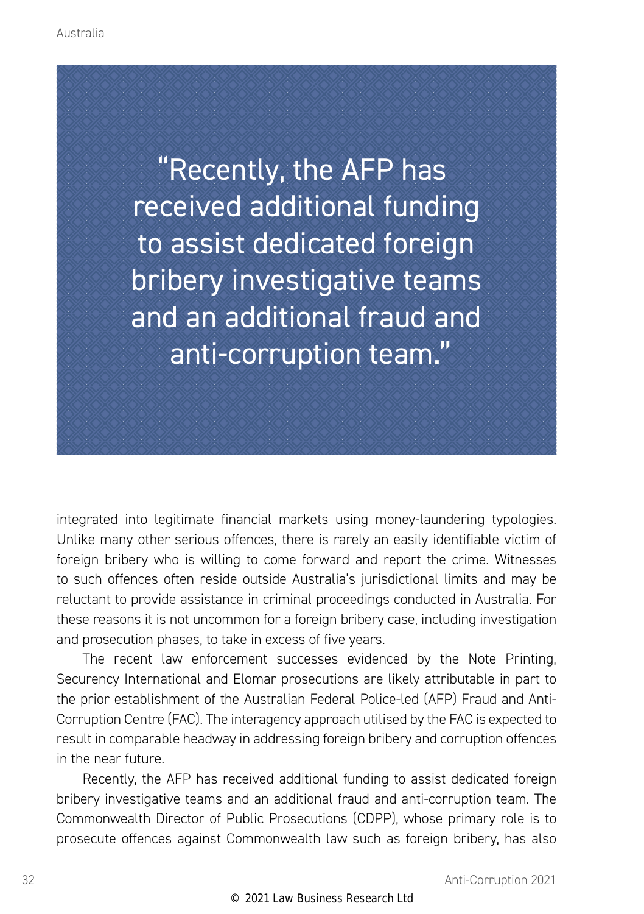> "Recently, the AFP has received additional funding to assist dedicated foreign bribery investigative teams and an additional fraud and anti-corruption team."

integrated into legitimate financial markets using money-laundering typologies. Unlike many other serious offences, there is rarely an easily identifiable victim of foreign bribery who is willing to come forward and report the crime. Witnesses to such offences often reside outside Australia's jurisdictional limits and may be reluctant to provide assistance in criminal proceedings conducted in Australia. For these reasons it is not uncommon for a foreign bribery case, including investigation and prosecution phases, to take in excess of five years.

The recent law enforcement successes evidenced by the Note Printing, Securency International and Elomar prosecutions are likely attributable in part to the prior establishment of the Australian Federal Police-led (AFP) Fraud and Anti-Corruption Centre (FAC). The interagency approach utilised by the FAC is expected to result in comparable headway in addressing foreign bribery and corruption offences in the near future.

Recently, the AFP has received additional funding to assist dedicated foreign bribery investigative teams and an additional fraud and anti-corruption team. The Commonwealth Director of Public Prosecutions (CDPP), whose primary role is to prosecute offences against Commonwealth law such as foreign bribery, has also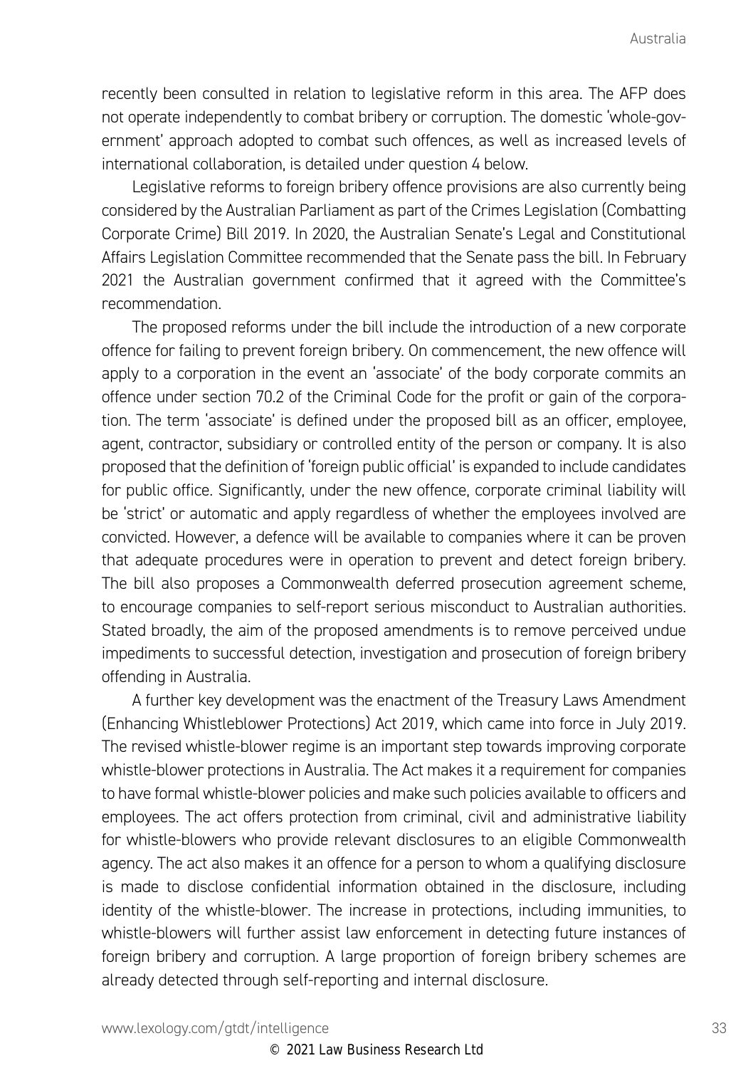recently been consulted in relation to legislative reform in this area. The AFP does not operate independently to combat bribery or corruption. The domestic 'whole-government' approach adopted to combat such offences, as well as increased levels of international collaboration, is detailed under question 4 below.

Legislative reforms to foreign bribery offence provisions are also currently being considered by the Australian Parliament as part of the Crimes Legislation (Combatting Corporate Crime) Bill 2019. In 2020, the Australian Senate's Legal and Constitutional Affairs Legislation Committee recommended that the Senate pass the bill. In February 2021 the Australian government confirmed that it agreed with the Committee's recommendation.

The proposed reforms under the bill include the introduction of a new corporate offence for failing to prevent foreign bribery. On commencement, the new offence will apply to a corporation in the event an 'associate' of the body corporate commits an offence under section 70.2 of the Criminal Code for the profit or gain of the corporation. The term 'associate' is defined under the proposed bill as an officer, employee, agent, contractor, subsidiary or controlled entity of the person or company. It is also proposed that the definition of 'foreign public official' is expanded to include candidates for public office. Significantly, under the new offence, corporate criminal liability will be 'strict' or automatic and apply regardless of whether the employees involved are convicted. However, a defence will be available to companies where it can be proven that adequate procedures were in operation to prevent and detect foreign bribery. The bill also proposes a Commonwealth deferred prosecution agreement scheme, to encourage companies to self-report serious misconduct to Australian authorities. Stated broadly, the aim of the proposed amendments is to remove perceived undue impediments to successful detection, investigation and prosecution of foreign bribery offending in Australia.

A further key development was the enactment of the Treasury Laws Amendment (Enhancing Whistleblower Protections) Act 2019, which came into force in July 2019. The revised whistle-blower regime is an important step towards improving corporate whistle-blower protections in Australia. The Act makes it a requirement for companies to have formal whistle-blower policies and make such policies available to officers and employees. The act offers protection from criminal, civil and administrative liability for whistle-blowers who provide relevant disclosures to an eligible Commonwealth agency. The act also makes it an offence for a person to whom a qualifying disclosure is made to disclose confidential information obtained in the disclosure, including identity of the whistle-blower. The increase in protections, including immunities, to whistle-blowers will further assist law enforcement in detecting future instances of foreign bribery and corruption. A large proportion of foreign bribery schemes are already detected through self-reporting and internal disclosure.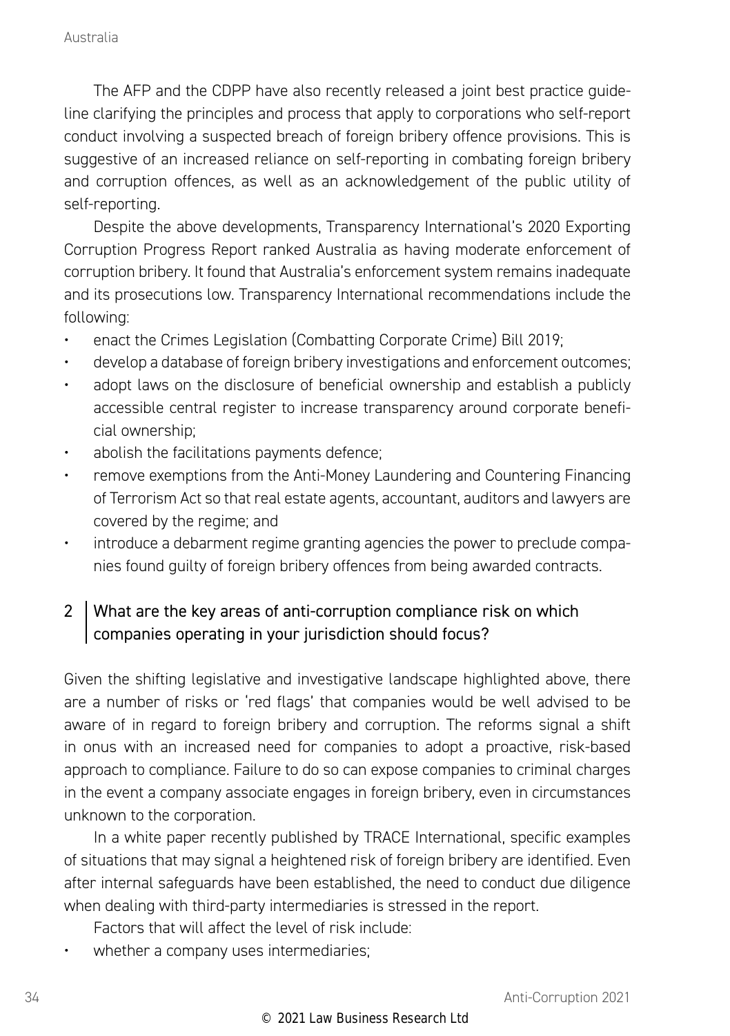The AFP and the CDPP have also recently released a joint best practice guideline clarifying the principles and process that apply to corporations who self-report conduct involving a suspected breach of foreign bribery offence provisions. This is suggestive of an increased reliance on self-reporting in combating foreign bribery and corruption offences, as well as an acknowledgement of the public utility of self-reporting.

Despite the above developments, Transparency International's 2020 Exporting Corruption Progress Report ranked Australia as having moderate enforcement of corruption bribery. It found that Australia's enforcement system remains inadequate and its prosecutions low. Transparency International recommendations include the following:

- enact the Crimes Legislation (Combatting Corporate Crime) Bill 2019;
- develop a database of foreign bribery investigations and enforcement outcomes;
- adopt laws on the disclosure of beneficial ownership and establish a publicly accessible central register to increase transparency around corporate beneficial ownership;
- abolish the facilitations payments defence;
- remove exemptions from the Anti-Money Laundering and Countering Financing of Terrorism Act so that real estate agents, accountant, auditors and lawyers are covered by the regime; and
- introduce a debarment regime granting agencies the power to preclude companies found guilty of foreign bribery offences from being awarded contracts.

## 2 What are the key areas of anti-corruption compliance risk on which companies operating in your jurisdiction should focus?

Given the shifting legislative and investigative landscape highlighted above, there are a number of risks or 'red flags' that companies would be well advised to be aware of in regard to foreign bribery and corruption. The reforms signal a shift in onus with an increased need for companies to adopt a proactive, risk-based approach to compliance. Failure to do so can expose companies to criminal charges in the event a company associate engages in foreign bribery, even in circumstances unknown to the corporation.

In a white paper recently published by TRACE International, specific examples of situations that may signal a heightened risk of foreign bribery are identified. Even after internal safeguards have been established, the need to conduct due diligence when dealing with third-party intermediaries is stressed in the report.

Factors that will affect the level of risk include:

- whether a company uses intermediaries;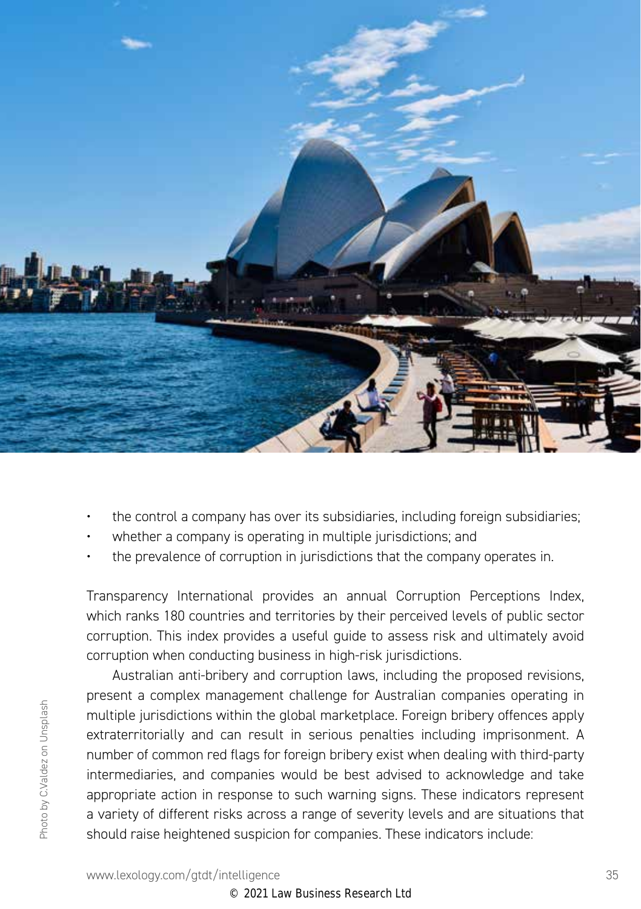- the control a company has over its subsidiaries, including foreign subsidiaries;
- whether a company is operating in multiple jurisdictions; and
- the prevalence of corruption in jurisdictions that the company operates in.

Transparency International provides an annual Corruption Perceptions Index, which ranks 180 countries and territories by their perceived levels of public sector corruption. This index provides a useful guide to assess risk and ultimately avoid corruption when conducting business in high-risk jurisdictions.

Australian anti-bribery and corruption laws, including the proposed revisions, present a complex management challenge for Australian companies operating in multiple jurisdictions within the global marketplace. Foreign bribery offences apply extraterritorially and can result in serious penalties including imprisonment. A number of common red flags for foreign bribery exist when dealing with third-party intermediaries, and companies would be best advised to acknowledge and take appropriate action in response to such warning signs. These indicators represent a variety of different risks across a range of severity levels and are situations that should raise heightened suspicion for companies. These indicators include:

Photo by C.Valdez on Unsplash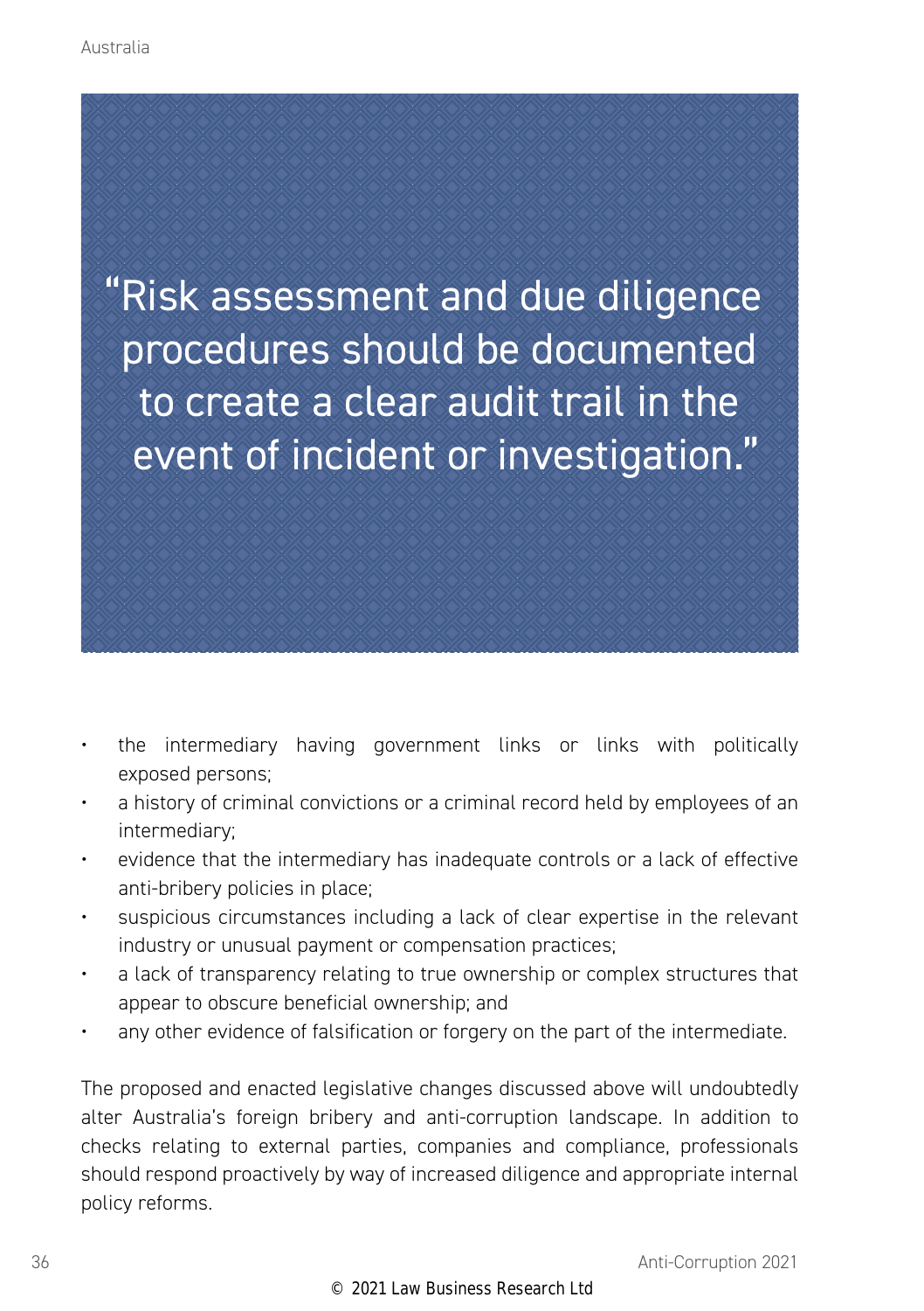> "Risk assessment and due diligence procedures should be documented to create a clear audit trail in the event of incident or investigation."

- the intermediary having government links or links with politically exposed persons;
- a history of criminal convictions or a criminal record held by employees of an intermediary;
- evidence that the intermediary has inadequate controls or a lack of effective anti-bribery policies in place;
- suspicious circumstances including a lack of clear expertise in the relevant industry or unusual payment or compensation practices;
- a lack of transparency relating to true ownership or complex structures that appear to obscure beneficial ownership; and
- any other evidence of falsification or forgery on the part of the intermediate.

The proposed and enacted legislative changes discussed above will undoubtedly alter Australia's foreign bribery and anti-corruption landscape. In addition to checks relating to external parties, companies and compliance, professionals should respond proactively by way of increased diligence and appropriate internal policy reforms.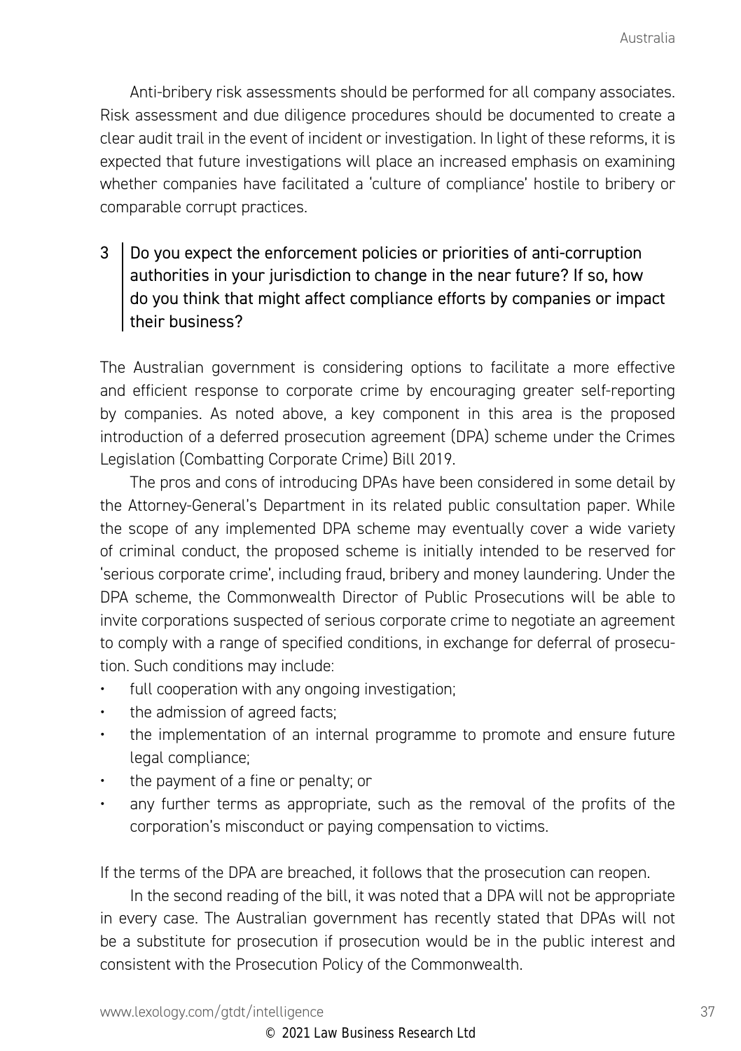Anti-bribery risk assessments should be performed for all company associates. Risk assessment and due diligence procedures should be documented to create a clear audit trail in the event of incident or investigation. In light of these reforms, it is expected that future investigations will place an increased emphasis on examining whether companies have facilitated a 'culture of compliance' hostile to bribery or comparable corrupt practices.

## 3 Do you expect the enforcement policies or priorities of anti-corruption authorities in your jurisdiction to change in the near future? If so, how do you think that might affect compliance efforts by companies or impact their business?

The Australian government is considering options to facilitate a more effective and efficient response to corporate crime by encouraging greater self-reporting by companies. As noted above, a key component in this area is the proposed introduction of a deferred prosecution agreement (DPA) scheme under the Crimes Legislation (Combatting Corporate Crime) Bill 2019.

The pros and cons of introducing DPAs have been considered in some detail by the Attorney-General's Department in its related public consultation paper. While the scope of any implemented DPA scheme may eventually cover a wide variety of criminal conduct, the proposed scheme is initially intended to be reserved for 'serious corporate crime', including fraud, bribery and money laundering. Under the DPA scheme, the Commonwealth Director of Public Prosecutions will be able to invite corporations suspected of serious corporate crime to negotiate an agreement to comply with a range of specified conditions, in exchange for deferral of prosecution. Such conditions may include:

- full cooperation with any ongoing investigation;
- the admission of agreed facts;
- the implementation of an internal programme to promote and ensure future legal compliance;
- the payment of a fine or penalty; or
- any further terms as appropriate, such as the removal of the profits of the corporation's misconduct or paying compensation to victims.

If the terms of the DPA are breached, it follows that the prosecution can reopen.

In the second reading of the bill, it was noted that a DPA will not be appropriate in every case. The Australian government has recently stated that DPAs will not be a substitute for prosecution if prosecution would be in the public interest and consistent with the Prosecution Policy of the Commonwealth.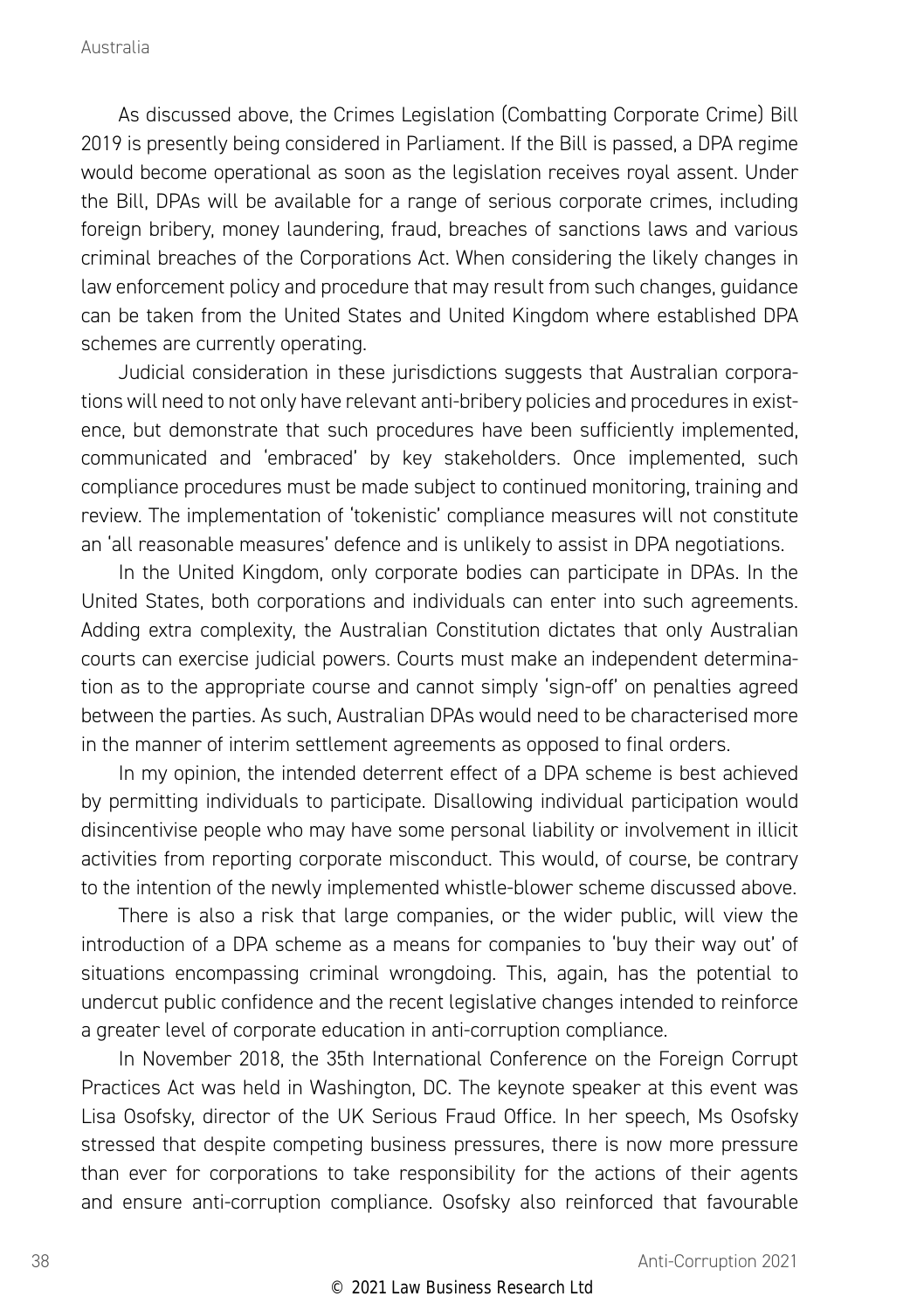As discussed above, the Crimes Legislation (Combatting Corporate Crime) Bill 2019 is presently being considered in Parliament. If the Bill is passed, a DPA regime would become operational as soon as the legislation receives royal assent. Under the Bill, DPAs will be available for a range of serious corporate crimes, including foreign bribery, money laundering, fraud, breaches of sanctions laws and various criminal breaches of the Corporations Act. When considering the likely changes in law enforcement policy and procedure that may result from such changes, guidance can be taken from the United States and United Kingdom where established DPA schemes are currently operating.

Judicial consideration in these jurisdictions suggests that Australian corporations will need to not only have relevant anti-bribery policies and procedures in existence, but demonstrate that such procedures have been sufficiently implemented, communicated and 'embraced' by key stakeholders. Once implemented, such compliance procedures must be made subject to continued monitoring, training and review. The implementation of 'tokenistic' compliance measures will not constitute an 'all reasonable measures' defence and is unlikely to assist in DPA negotiations.

In the United Kingdom, only corporate bodies can participate in DPAs. In the United States, both corporations and individuals can enter into such agreements. Adding extra complexity, the Australian Constitution dictates that only Australian courts can exercise judicial powers. Courts must make an independent determination as to the appropriate course and cannot simply 'sign-off' on penalties agreed between the parties. As such, Australian DPAs would need to be characterised more in the manner of interim settlement agreements as opposed to final orders.

In my opinion, the intended deterrent effect of a DPA scheme is best achieved by permitting individuals to participate. Disallowing individual participation would disincentivise people who may have some personal liability or involvement in illicit activities from reporting corporate misconduct. This would, of course, be contrary to the intention of the newly implemented whistle-blower scheme discussed above.

There is also a risk that large companies, or the wider public, will view the introduction of a DPA scheme as a means for companies to 'buy their way out' of situations encompassing criminal wrongdoing. This, again, has the potential to undercut public confidence and the recent legislative changes intended to reinforce a greater level of corporate education in anti-corruption compliance.

In November 2018, the 35th International Conference on the Foreign Corrupt Practices Act was held in Washington, DC. The keynote speaker at this event was Lisa Osofsky, director of the UK Serious Fraud Office. In her speech, Ms Osofsky stressed that despite competing business pressures, there is now more pressure than ever for corporations to take responsibility for the actions of their agents and ensure anti-corruption compliance. Osofsky also reinforced that favourable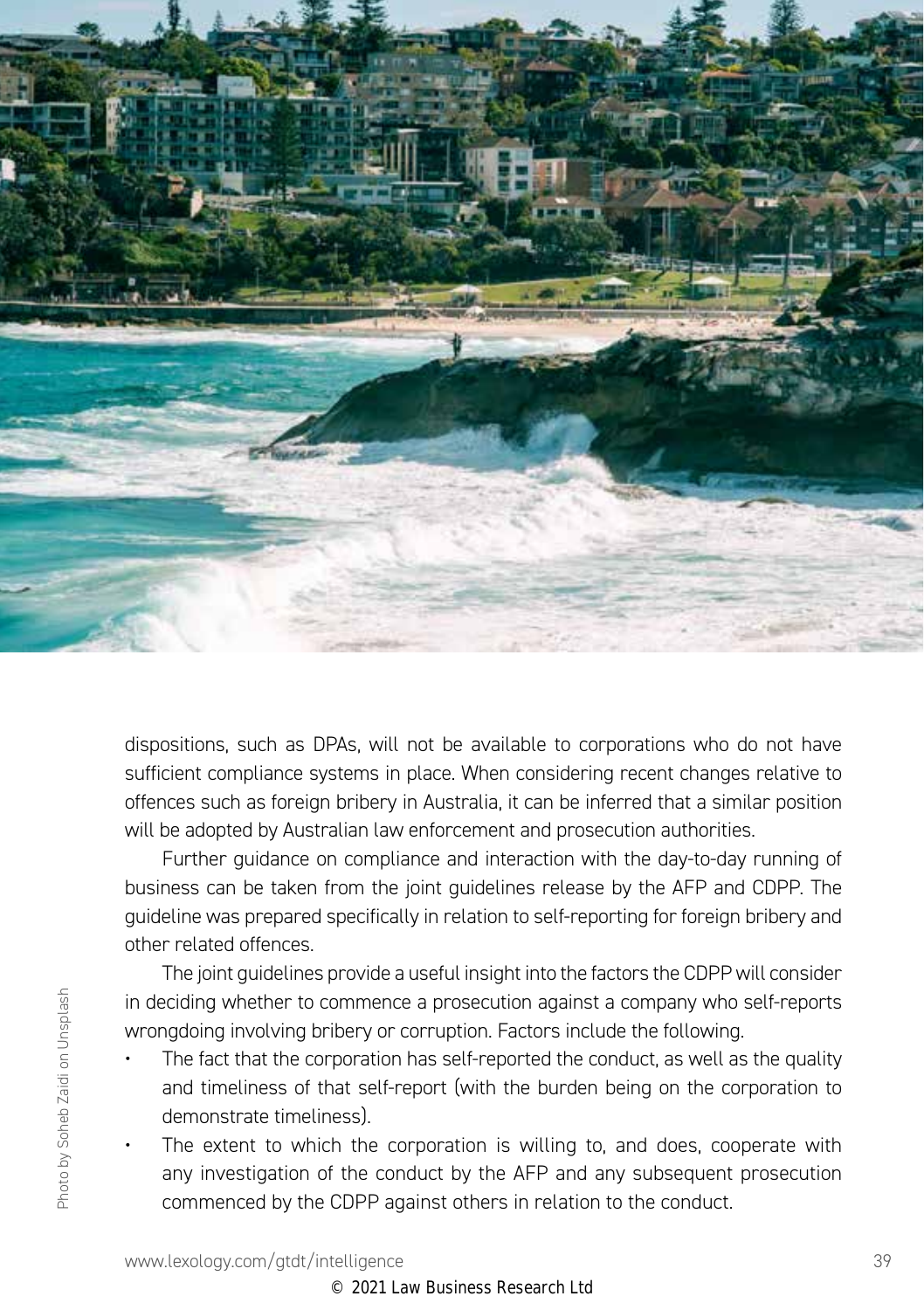dispositions, such as DPAs, will not be available to corporations who do not have sufficient compliance systems in place. When considering recent changes relative to offences such as foreign bribery in Australia, it can be inferred that a similar position will be adopted by Australian law enforcement and prosecution authorities.

Further guidance on compliance and interaction with the day-to-day running of business can be taken from the joint guidelines release by the AFP and CDPP. The guideline was prepared specifically in relation to self-reporting for foreign bribery and other related offences.

The joint guidelines provide a useful insight into the factors the CDPP will consider in deciding whether to commence a prosecution against a company who self-reports wrongdoing involving bribery or corruption. Factors include the following.

- The fact that the corporation has self-reported the conduct, as well as the quality and timeliness of that self-report (with the burden being on the corporation to demonstrate timeliness).
- The extent to which the corporation is willing to, and does, cooperate with any investigation of the conduct by the AFP and any subsequent prosecution commenced by the CDPP against others in relation to the conduct.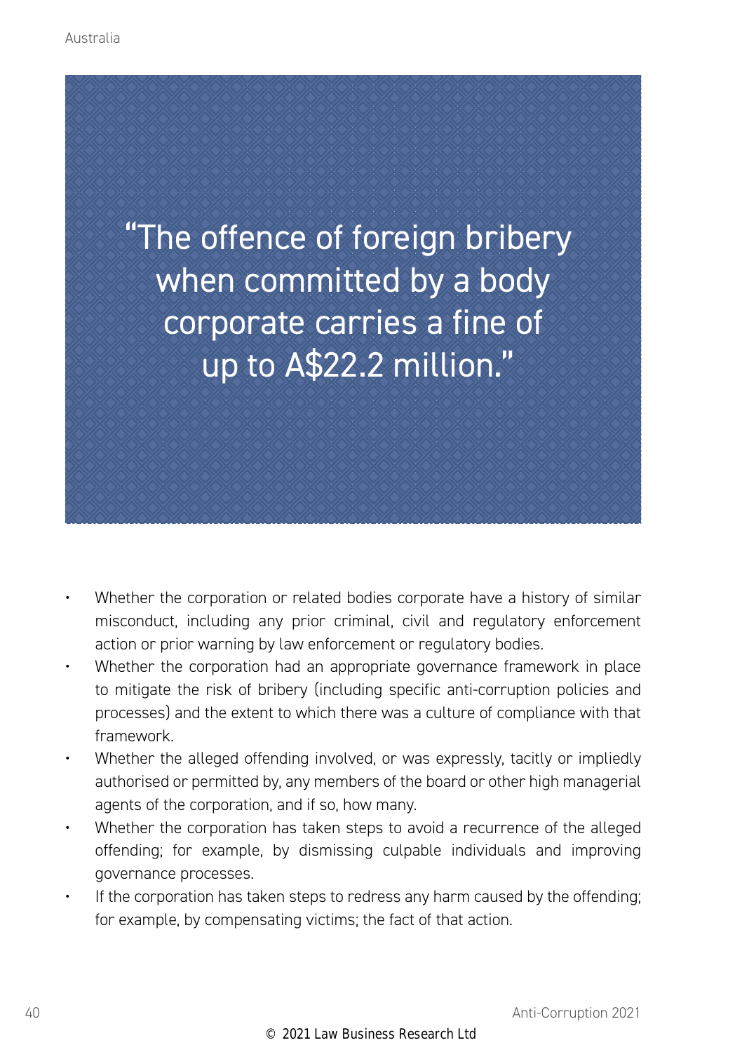> "The offence of foreign bribery when committed by a body corporate carries a fine of up to A$22.2 million."

- Whether the corporation or related bodies corporate have a history of similar misconduct, including any prior criminal, civil and regulatory enforcement action or prior warning by law enforcement or regulatory bodies.
- Whether the corporation had an appropriate governance framework in place to mitigate the risk of bribery (including specific anti-corruption policies and processes) and the extent to which there was a culture of compliance with that framework.
- Whether the alleged offending involved, or was expressly, tacitly or impliedly authorised or permitted by, any members of the board or other high managerial agents of the corporation, and if so, how many.
- Whether the corporation has taken steps to avoid a recurrence of the alleged offending; for example, by dismissing culpable individuals and improving governance processes.
- If the corporation has taken steps to redress any harm caused by the offending; for example, by compensating victims; the fact of that action.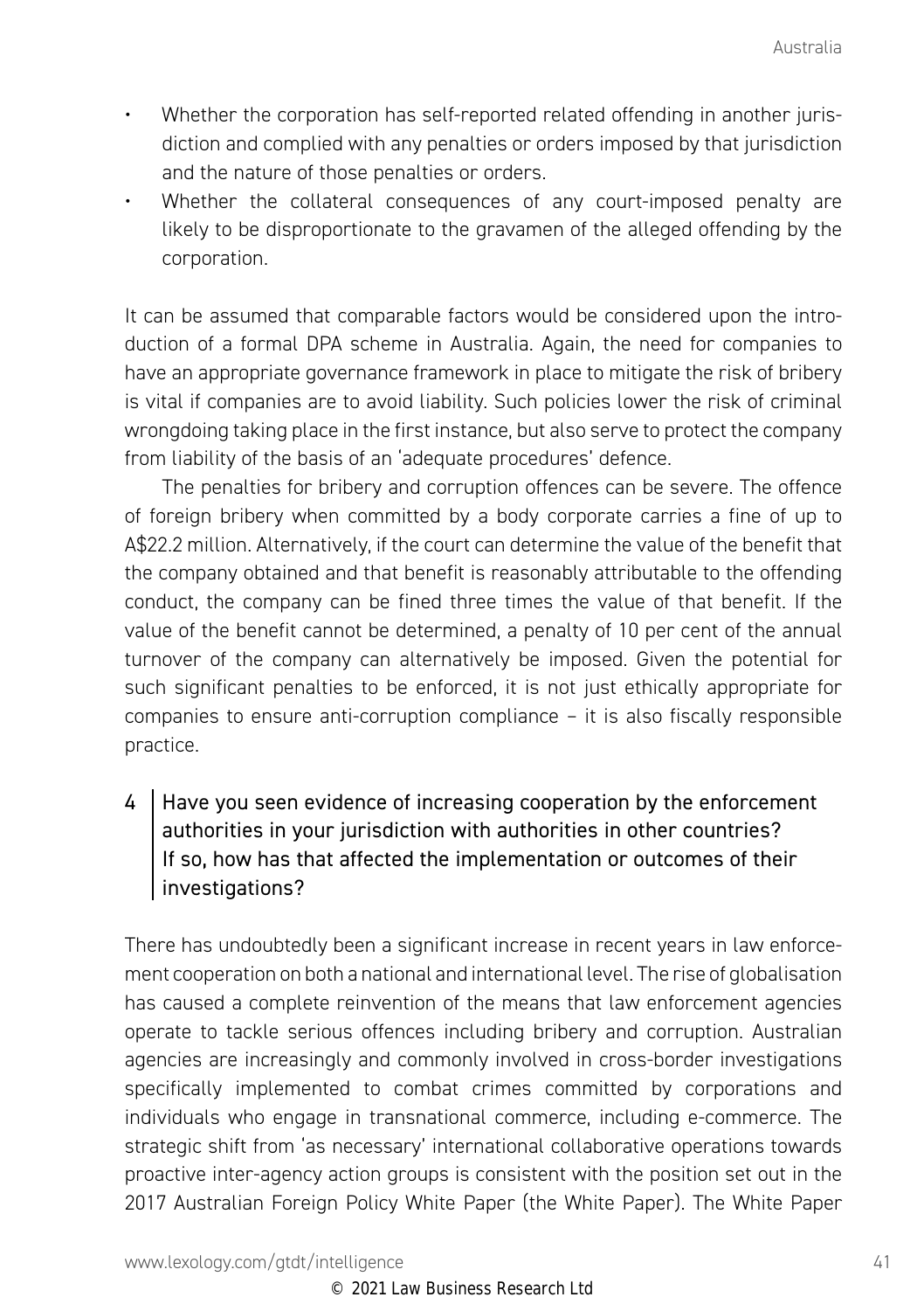- Whether the corporation has self-reported related offending in another jurisdiction and complied with any penalties or orders imposed by that jurisdiction and the nature of those penalties or orders.
- Whether the collateral consequences of any court-imposed penalty are likely to be disproportionate to the gravamen of the alleged offending by the corporation.

It can be assumed that comparable factors would be considered upon the introduction of a formal DPA scheme in Australia. Again, the need for companies to have an appropriate governance framework in place to mitigate the risk of bribery is vital if companies are to avoid liability. Such policies lower the risk of criminal wrongdoing taking place in the first instance, but also serve to protect the company from liability of the basis of an 'adequate procedures' defence.

The penalties for bribery and corruption offences can be severe. The offence of foreign bribery when committed by a body corporate carries a fine of up to A$22.2 million. Alternatively, if the court can determine the value of the benefit that the company obtained and that benefit is reasonably attributable to the offending conduct, the company can be fined three times the value of that benefit. If the value of the benefit cannot be determined, a penalty of 10 per cent of the annual turnover of the company can alternatively be imposed. Given the potential for such significant penalties to be enforced, it is not just ethically appropriate for companies to ensure anti-corruption compliance – it is also fiscally responsible practice.

## 4 Have you seen evidence of increasing cooperation by the enforcement authorities in your jurisdiction with authorities in other countries? If so, how has that affected the implementation or outcomes of their investigations?

There has undoubtedly been a significant increase in recent years in law enforcement cooperation on both a national and international level. The rise of globalisation has caused a complete reinvention of the means that law enforcement agencies operate to tackle serious offences including bribery and corruption. Australian agencies are increasingly and commonly involved in cross-border investigations specifically implemented to combat crimes committed by corporations and individuals who engage in transnational commerce, including e-commerce. The strategic shift from 'as necessary' international collaborative operations towards proactive inter-agency action groups is consistent with the position set out in the 2017 Australian Foreign Policy White Paper (the White Paper). The White Paper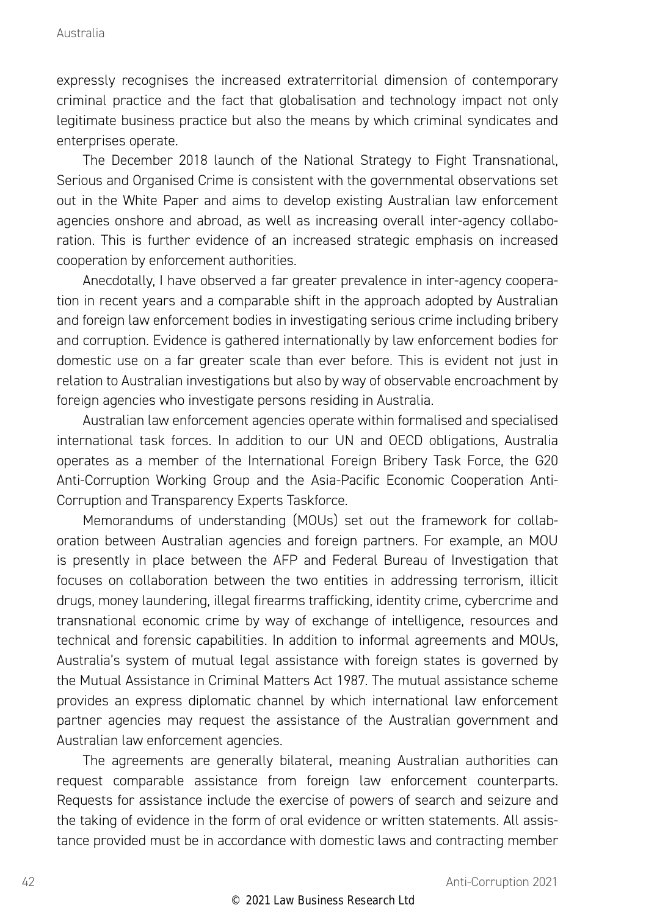expressly recognises the increased extraterritorial dimension of contemporary criminal practice and the fact that globalisation and technology impact not only legitimate business practice but also the means by which criminal syndicates and enterprises operate.

The December 2018 launch of the National Strategy to Fight Transnational, Serious and Organised Crime is consistent with the governmental observations set out in the White Paper and aims to develop existing Australian law enforcement agencies onshore and abroad, as well as increasing overall inter-agency collaboration. This is further evidence of an increased strategic emphasis on increased cooperation by enforcement authorities.

Anecdotally, I have observed a far greater prevalence in inter-agency cooperation in recent years and a comparable shift in the approach adopted by Australian and foreign law enforcement bodies in investigating serious crime including bribery and corruption. Evidence is gathered internationally by law enforcement bodies for domestic use on a far greater scale than ever before. This is evident not just in relation to Australian investigations but also by way of observable encroachment by foreign agencies who investigate persons residing in Australia.

Australian law enforcement agencies operate within formalised and specialised international task forces. In addition to our UN and OECD obligations, Australia operates as a member of the International Foreign Bribery Task Force, the G20 Anti-Corruption Working Group and the Asia-Pacific Economic Cooperation Anti-Corruption and Transparency Experts Taskforce.

Memorandums of understanding (MOUs) set out the framework for collaboration between Australian agencies and foreign partners. For example, an MOU is presently in place between the AFP and Federal Bureau of Investigation that focuses on collaboration between the two entities in addressing terrorism, illicit drugs, money laundering, illegal firearms trafficking, identity crime, cybercrime and transnational economic crime by way of exchange of intelligence, resources and technical and forensic capabilities. In addition to informal agreements and MOUs, Australia's system of mutual legal assistance with foreign states is governed by the Mutual Assistance in Criminal Matters Act 1987. The mutual assistance scheme provides an express diplomatic channel by which international law enforcement partner agencies may request the assistance of the Australian government and Australian law enforcement agencies.

The agreements are generally bilateral, meaning Australian authorities can request comparable assistance from foreign law enforcement counterparts. Requests for assistance include the exercise of powers of search and seizure and the taking of evidence in the form of oral evidence or written statements. All assistance provided must be in accordance with domestic laws and contracting member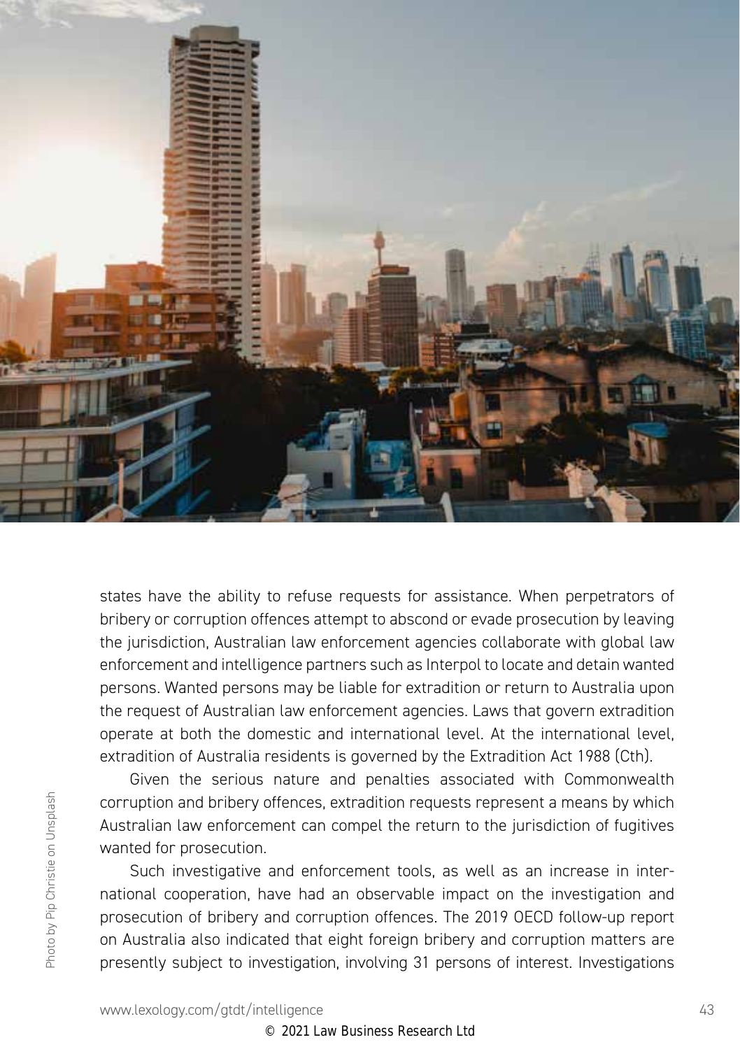states have the ability to refuse requests for assistance. When perpetrators of bribery or corruption offences attempt to abscond or evade prosecution by leaving the jurisdiction, Australian law enforcement agencies collaborate with global law enforcement and intelligence partners such as Interpol to locate and detain wanted persons. Wanted persons may be liable for extradition or return to Australia upon the request of Australian law enforcement agencies. Laws that govern extradition operate at both the domestic and international level. At the international level, extradition of Australia residents is governed by the Extradition Act 1988 (Cth).

Given the serious nature and penalties associated with Commonwealth corruption and bribery offences, extradition requests represent a means by which Australian law enforcement can compel the return to the jurisdiction of fugitives wanted for prosecution.

Such investigative and enforcement tools, as well as an increase in international cooperation, have had an observable impact on the investigation and prosecution of bribery and corruption offences. The 2019 OECD follow-up report on Australia also indicated that eight foreign bribery and corruption matters are presently subject to investigation, involving 31 persons of interest. Investigations

Photo by Pip Christie on Unsplash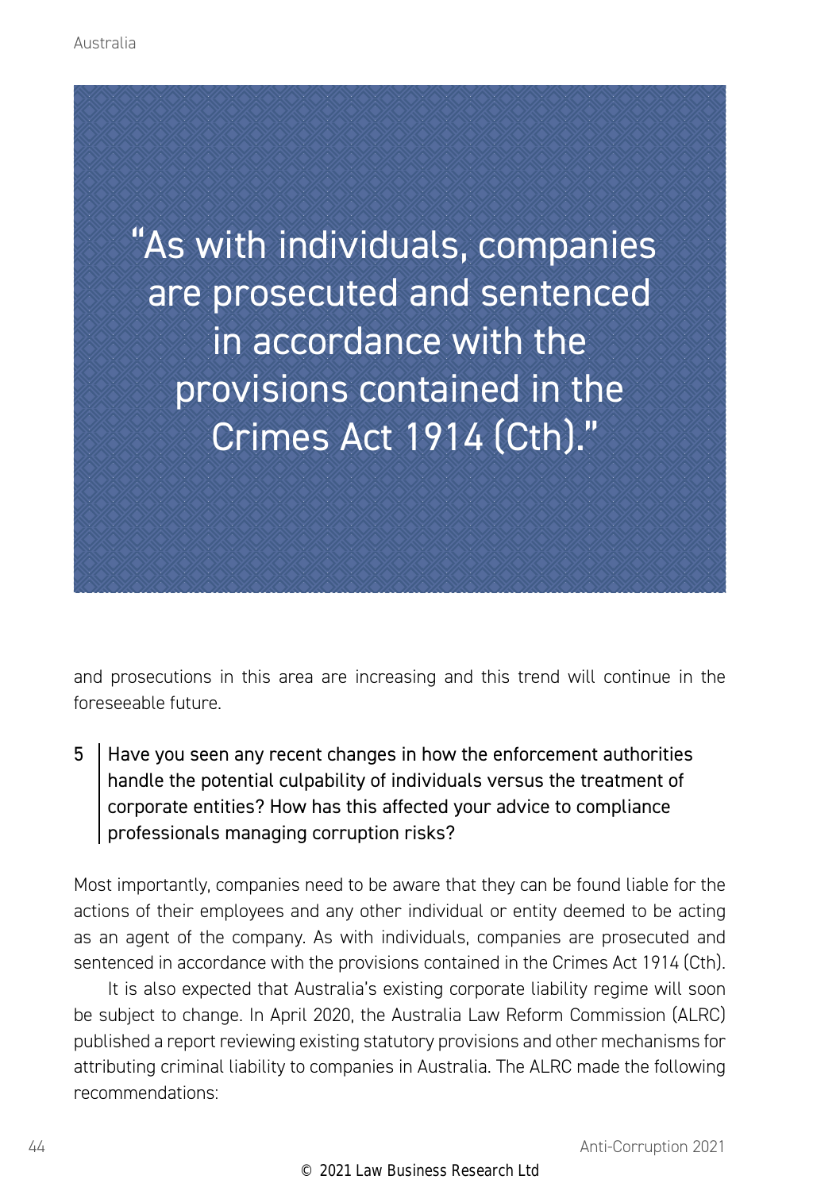> "As with individuals, companies are prosecuted and sentenced in accordance with the provisions contained in the Crimes Act 1914 (Cth)."

and prosecutions in this area are increasing and this trend will continue in the foreseeable future.

**5 Have you seen any recent changes in how the enforcement authorities handle the potential culpability of individuals versus the treatment of corporate entities? How has this affected your advice to compliance professionals managing corruption risks?**

Most importantly, companies need to be aware that they can be found liable for the actions of their employees and any other individual or entity deemed to be acting as an agent of the company. As with individuals, companies are prosecuted and sentenced in accordance with the provisions contained in the Crimes Act 1914 (Cth).

It is also expected that Australia's existing corporate liability regime will soon be subject to change. In April 2020, the Australia Law Reform Commission (ALRC) published a report reviewing existing statutory provisions and other mechanisms for attributing criminal liability to companies in Australia. The ALRC made the following recommendations: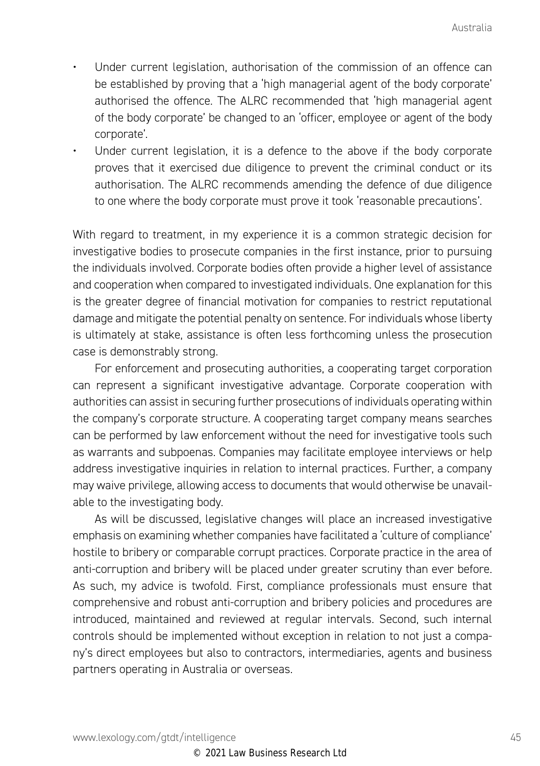- Under current legislation, authorisation of the commission of an offence can be established by proving that a 'high managerial agent of the body corporate' authorised the offence. The ALRC recommended that 'high managerial agent of the body corporate' be changed to an 'officer, employee or agent of the body corporate'.
- Under current legislation, it is a defence to the above if the body corporate proves that it exercised due diligence to prevent the criminal conduct or its authorisation. The ALRC recommends amending the defence of due diligence to one where the body corporate must prove it took 'reasonable precautions'.

With regard to treatment, in my experience it is a common strategic decision for investigative bodies to prosecute companies in the first instance, prior to pursuing the individuals involved. Corporate bodies often provide a higher level of assistance and cooperation when compared to investigated individuals. One explanation for this is the greater degree of financial motivation for companies to restrict reputational damage and mitigate the potential penalty on sentence. For individuals whose liberty is ultimately at stake, assistance is often less forthcoming unless the prosecution case is demonstrably strong.

For enforcement and prosecuting authorities, a cooperating target corporation can represent a significant investigative advantage. Corporate cooperation with authorities can assist in securing further prosecutions of individuals operating within the company's corporate structure. A cooperating target company means searches can be performed by law enforcement without the need for investigative tools such as warrants and subpoenas. Companies may facilitate employee interviews or help address investigative inquiries in relation to internal practices. Further, a company may waive privilege, allowing access to documents that would otherwise be unavailable to the investigating body.

As will be discussed, legislative changes will place an increased investigative emphasis on examining whether companies have facilitated a 'culture of compliance' hostile to bribery or comparable corrupt practices. Corporate practice in the area of anti-corruption and bribery will be placed under greater scrutiny than ever before. As such, my advice is twofold. First, compliance professionals must ensure that comprehensive and robust anti-corruption and bribery policies and procedures are introduced, maintained and reviewed at regular intervals. Second, such internal controls should be implemented without exception in relation to not just a company's direct employees but also to contractors, intermediaries, agents and business partners operating in Australia or overseas.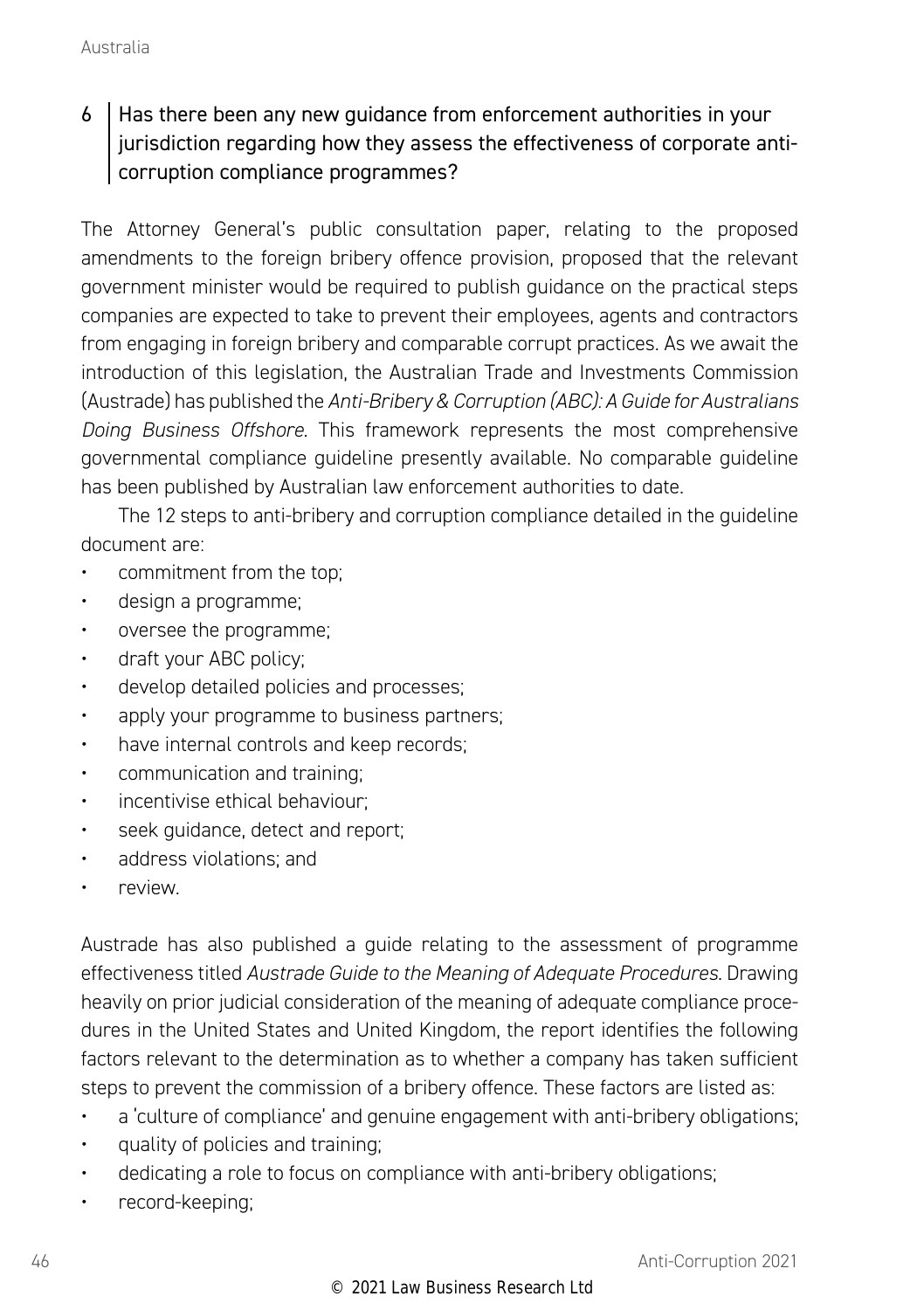## 6 Has there been any new guidance from enforcement authorities in your jurisdiction regarding how they assess the effectiveness of corporate anti-corruption compliance programmes?

The Attorney General's public consultation paper, relating to the proposed amendments to the foreign bribery offence provision, proposed that the relevant government minister would be required to publish guidance on the practical steps companies are expected to take to prevent their employees, agents and contractors from engaging in foreign bribery and comparable corrupt practices. As we await the introduction of this legislation, the Australian Trade and Investments Commission (Austrade) has published the *Anti-Bribery & Corruption (ABC): A Guide for Australians Doing Business Offshore*. This framework represents the most comprehensive governmental compliance guideline presently available. No comparable guideline has been published by Australian law enforcement authorities to date.

The 12 steps to anti-bribery and corruption compliance detailed in the guideline document are:

- commitment from the top;
- design a programme;
- oversee the programme;
- draft your ABC policy;
- develop detailed policies and processes;
- apply your programme to business partners;
- have internal controls and keep records;
- communication and training;
- incentivise ethical behaviour;
- seek guidance, detect and report;
- address violations; and
- review.

Austrade has also published a guide relating to the assessment of programme effectiveness titled *Austrade Guide to the Meaning of Adequate Procedures*. Drawing heavily on prior judicial consideration of the meaning of adequate compliance procedures in the United States and United Kingdom, the report identifies the following factors relevant to the determination as to whether a company has taken sufficient steps to prevent the commission of a bribery offence. These factors are listed as:

- a 'culture of compliance' and genuine engagement with anti-bribery obligations;
- quality of policies and training;
- dedicating a role to focus on compliance with anti-bribery obligations;
- record-keeping;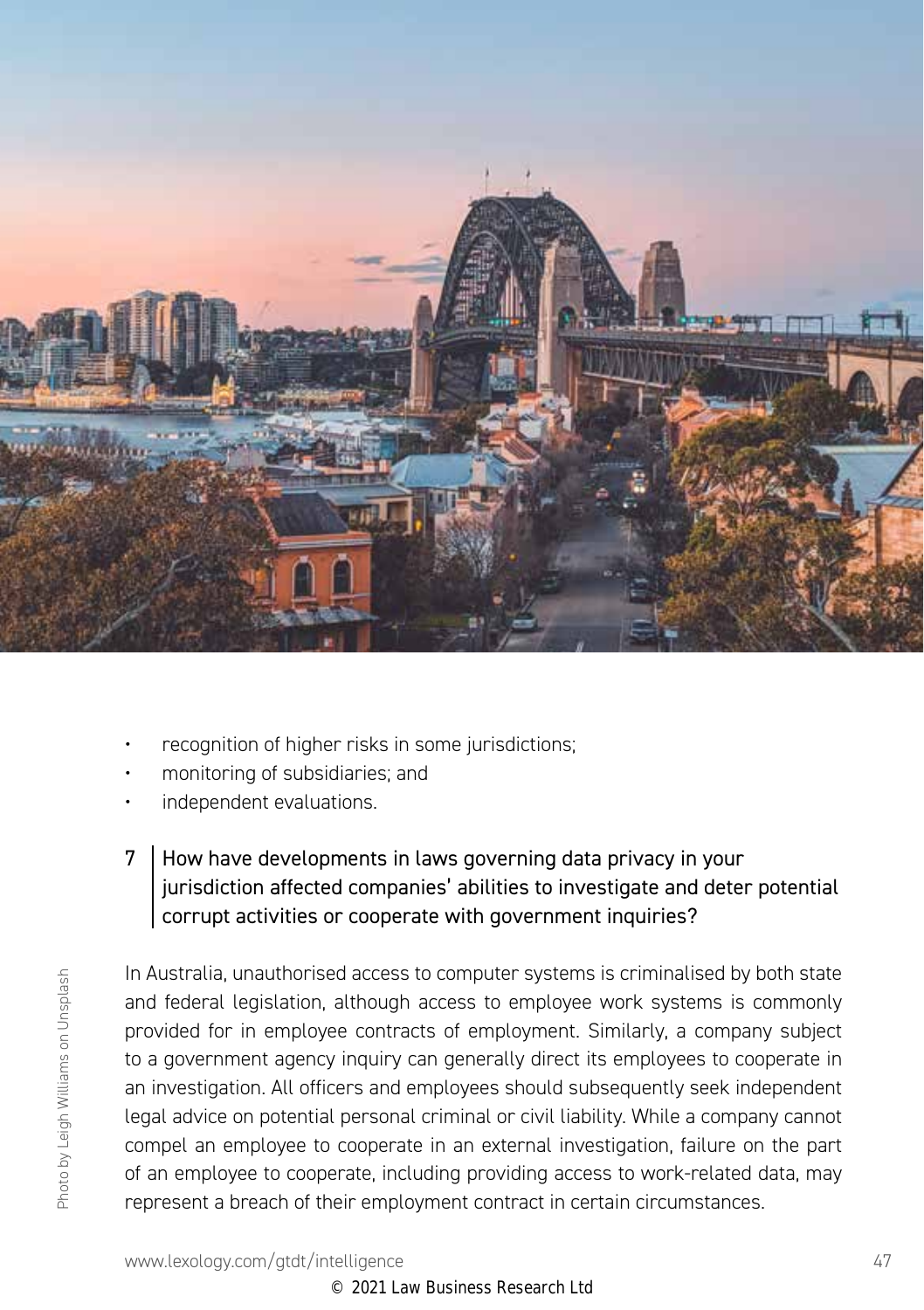- recognition of higher risks in some jurisdictions;
- monitoring of subsidiaries; and
- independent evaluations.

## 7 How have developments in laws governing data privacy in your jurisdiction affected companies' abilities to investigate and deter potential corrupt activities or cooperate with government inquiries?

In Australia, unauthorised access to computer systems is criminalised by both state and federal legislation, although access to employee work systems is commonly provided for in employee contracts of employment. Similarly, a company subject to a government agency inquiry can generally direct its employees to cooperate in an investigation. All officers and employees should subsequently seek independent legal advice on potential personal criminal or civil liability. While a company cannot compel an employee to cooperate in an external investigation, failure on the part of an employee to cooperate, including providing access to work-related data, may represent a breach of their employment contract in certain circumstances.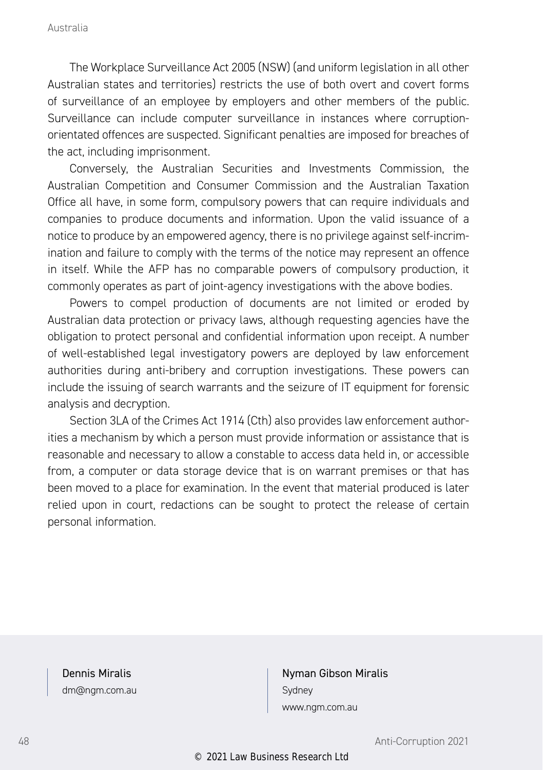The Workplace Surveillance Act 2005 (NSW) (and uniform legislation in all other Australian states and territories) restricts the use of both overt and covert forms of surveillance of an employee by employers and other members of the public. Surveillance can include computer surveillance in instances where corruption-orientated offences are suspected. Significant penalties are imposed for breaches of the act, including imprisonment.

Conversely, the Australian Securities and Investments Commission, the Australian Competition and Consumer Commission and the Australian Taxation Office all have, in some form, compulsory powers that can require individuals and companies to produce documents and information. Upon the valid issuance of a notice to produce by an empowered agency, there is no privilege against self-incrimination and failure to comply with the terms of the notice may represent an offence in itself. While the AFP has no comparable powers of compulsory production, it commonly operates as part of joint-agency investigations with the above bodies.

Powers to compel production of documents are not limited or eroded by Australian data protection or privacy laws, although requesting agencies have the obligation to protect personal and confidential information upon receipt. A number of well-established legal investigatory powers are deployed by law enforcement authorities during anti-bribery and corruption investigations. These powers can include the issuing of search warrants and the seizure of IT equipment for forensic analysis and decryption.

Section 3LA of the Crimes Act 1914 (Cth) also provides law enforcement authorities a mechanism by which a person must provide information or assistance that is reasonable and necessary to allow a constable to access data held in, or accessible from, a computer or data storage device that is on warrant premises or that has been moved to a place for examination. In the event that material produced is later relied upon in court, redactions can be sought to protect the release of certain personal information.

Dennis Miralis
dm@ngm.com.au

Nyman Gibson Miralis
Sydney
www.ngm.com.au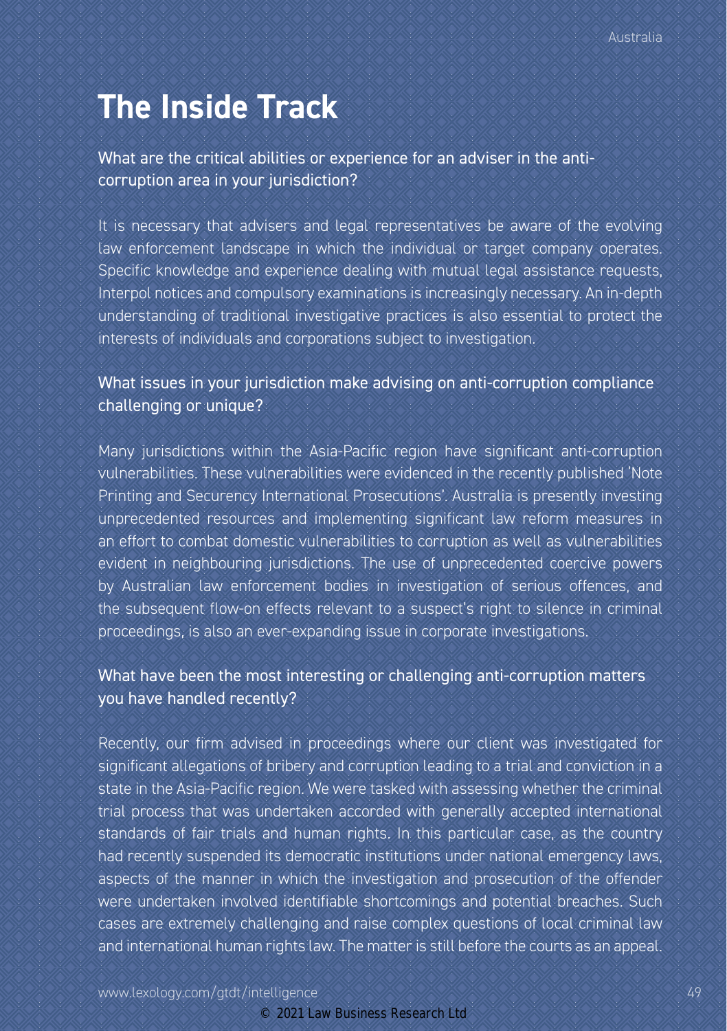# The Inside Track

## What are the critical abilities or experience for an adviser in the anti-corruption area in your jurisdiction?

It is necessary that advisers and legal representatives be aware of the evolving law enforcement landscape in which the individual or target company operates. Specific knowledge and experience dealing with mutual legal assistance requests, Interpol notices and compulsory examinations is increasingly necessary. An in-depth understanding of traditional investigative practices is also essential to protect the interests of individuals and corporations subject to investigation.

## What issues in your jurisdiction make advising on anti-corruption compliance challenging or unique?

Many jurisdictions within the Asia-Pacific region have significant anti-corruption vulnerabilities. These vulnerabilities were evidenced in the recently published 'Note Printing and Securency International Prosecutions'. Australia is presently investing unprecedented resources and implementing significant law reform measures in an effort to combat domestic vulnerabilities to corruption as well as vulnerabilities evident in neighbouring jurisdictions. The use of unprecedented coercive powers by Australian law enforcement bodies in investigation of serious offences, and the subsequent flow-on effects relevant to a suspect's right to silence in criminal proceedings, is also an ever-expanding issue in corporate investigations.

## What have been the most interesting or challenging anti-corruption matters you have handled recently?

Recently, our firm advised in proceedings where our client was investigated for significant allegations of bribery and corruption leading to a trial and conviction in a state in the Asia-Pacific region. We were tasked with assessing whether the criminal trial process that was undertaken accorded with generally accepted international standards of fair trials and human rights. In this particular case, as the country had recently suspended its democratic institutions under national emergency laws, aspects of the manner in which the investigation and prosecution of the offender were undertaken involved identifiable shortcomings and potential breaches. Such cases are extremely challenging and raise complex questions of local criminal law and international human rights law. The matter is still before the courts as an appeal.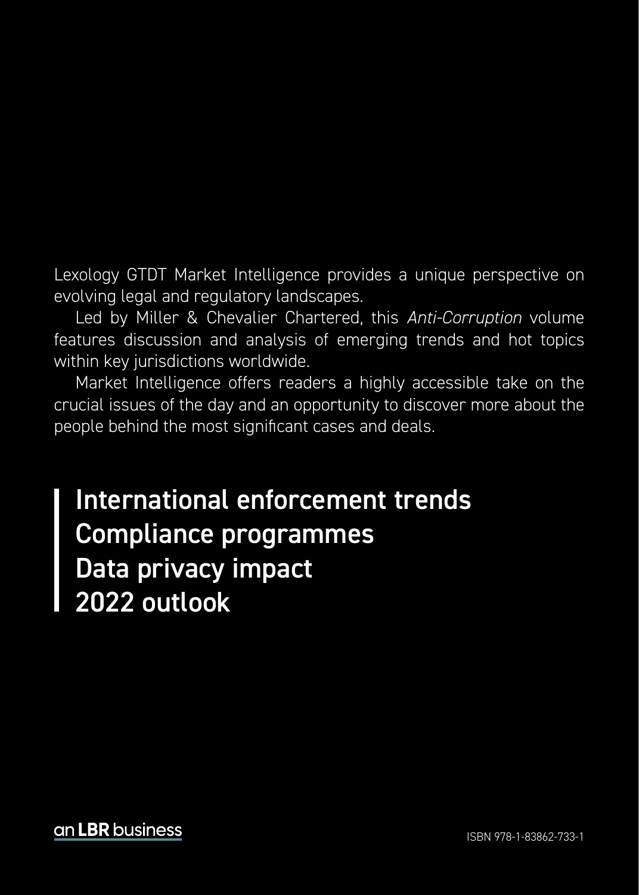Lexology GTDT Market Intelligence provides a unique perspective on evolving legal and regulatory landscapes.

Led by Miller & Chevalier Chartered, this *Anti-Corruption* volume features discussion and analysis of emerging trends and hot topics within key jurisdictions worldwide.

Market Intelligence offers readers a highly accessible take on the crucial issues of the day and an opportunity to discover more about the people behind the most significant cases and deals.

**International enforcement trends**
**Compliance programmes**
**Data privacy impact**
**2022 outlook**

an **LBR** business

ISBN 978-1-83862-733-1